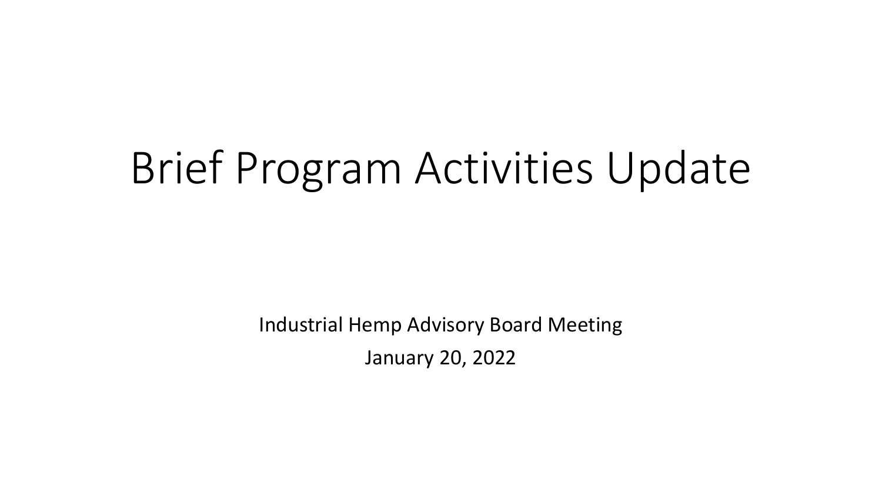# Brief Program Activities Update

Industrial Hemp Advisory Board Meeting

January 20, 2022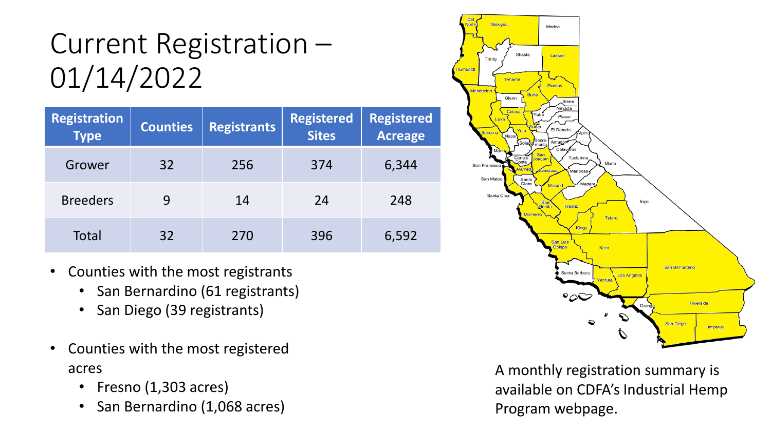# Current Registration – 01/14/2022

| Registration Type | Counties | Registrants | Registered Sites | Registered Acreage |
|---|---|---|---|---|
| Grower | 32 | 256 | 374 | 6,344 |
| Breeders | 9 | 14 | 24 | 248 |
| Total | 32 | 270 | 396 | 6,592 |

- Counties with the most registrants
  - San Bernardino (61 registrants)
  - San Diego (39 registrants)
- Counties with the most registered acres
  - Fresno (1,303 acres)
  - San Bernardino (1,068 acres)

A monthly registration summary is available on CDFA's Industrial Hemp Program webpage.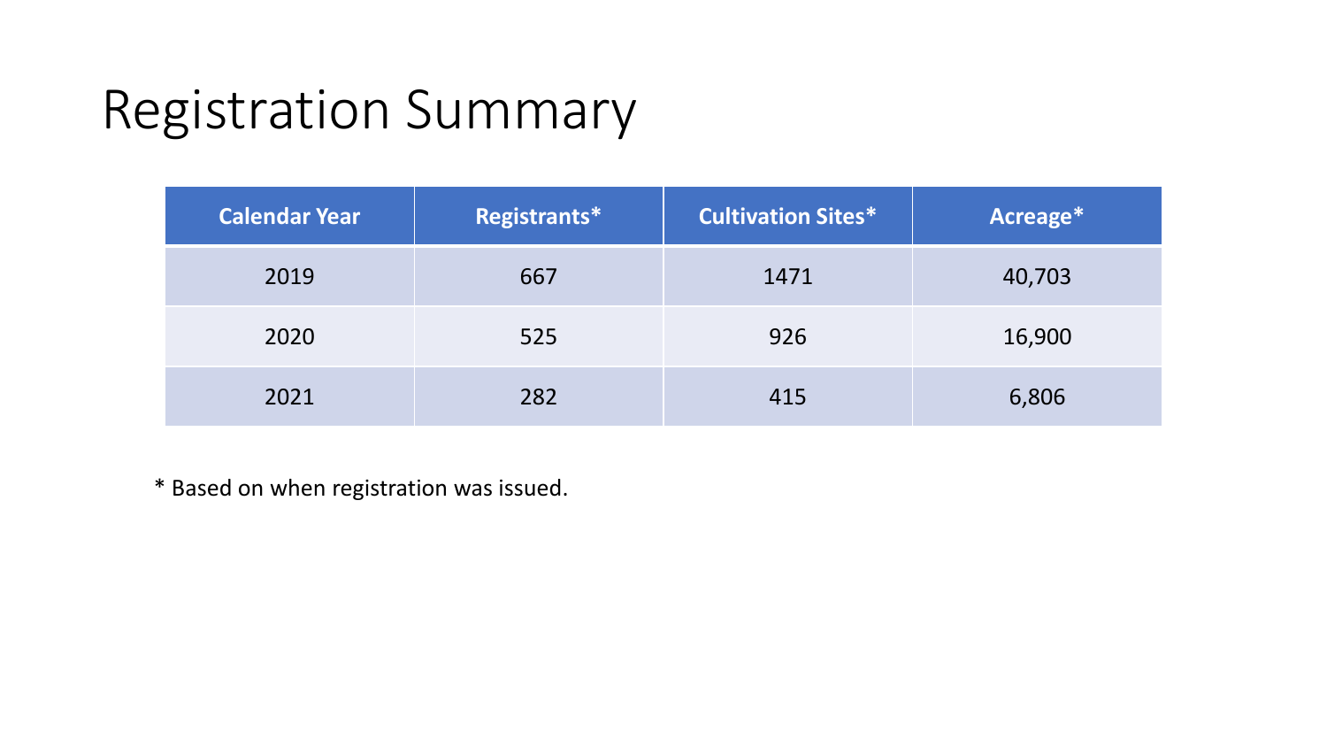# Registration Summary

| Calendar Year | Registrants* | Cultivation Sites* | Acreage* |
|---|---|---|---|
| 2019 | 667 | 1471 | 40,703 |
| 2020 | 525 | 926 | 16,900 |
| 2021 | 282 | 415 | 6,806 |

* Based on when registration was issued.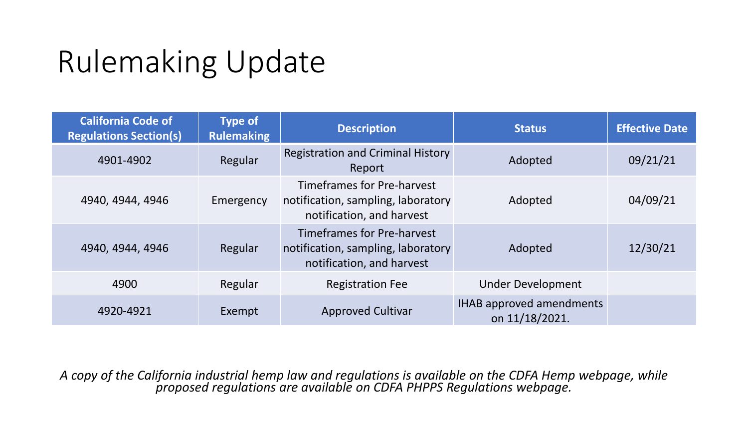# Rulemaking Update

| California Code of Regulations Section(s) | Type of Rulemaking | Description | Status | Effective Date |
| --- | --- | --- | --- | --- |
| 4901-4902 | Regular | Registration and Criminal History Report | Adopted | 09/21/21 |
| 4940, 4944, 4946 | Emergency | Timeframes for Pre-harvest notification, sampling, laboratory notification, and harvest | Adopted | 04/09/21 |
| 4940, 4944, 4946 | Regular | Timeframes for Pre-harvest notification, sampling, laboratory notification, and harvest | Adopted | 12/30/21 |
| 4900 | Regular | Registration Fee | Under Development | |
| 4920-4921 | Exempt | Approved Cultivar | IHAB approved amendments on 11/18/2021. | |

*A copy of the California industrial hemp law and regulations is available on the CDFA Hemp webpage, while proposed regulations are available on CDFA PHPPS Regulations webpage.*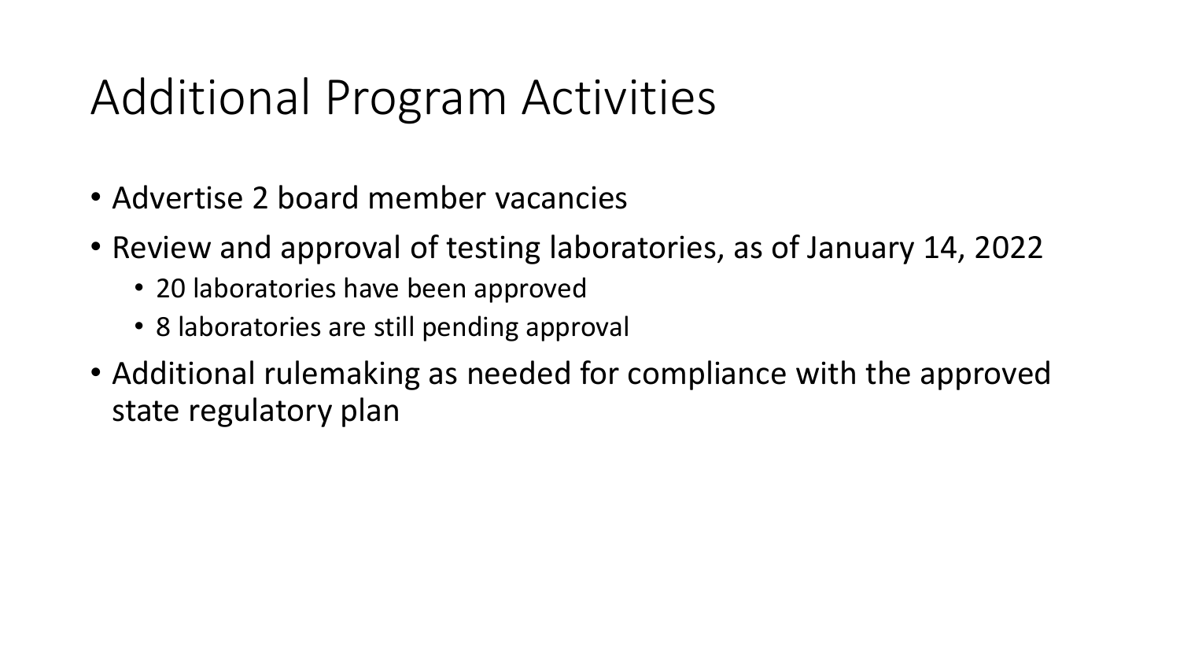# Additional Program Activities

- Advertise 2 board member vacancies
- Review and approval of testing laboratories, as of January 14, 2022
  - 20 laboratories have been approved
  - 8 laboratories are still pending approval
- Additional rulemaking as needed for compliance with the approved state regulatory plan